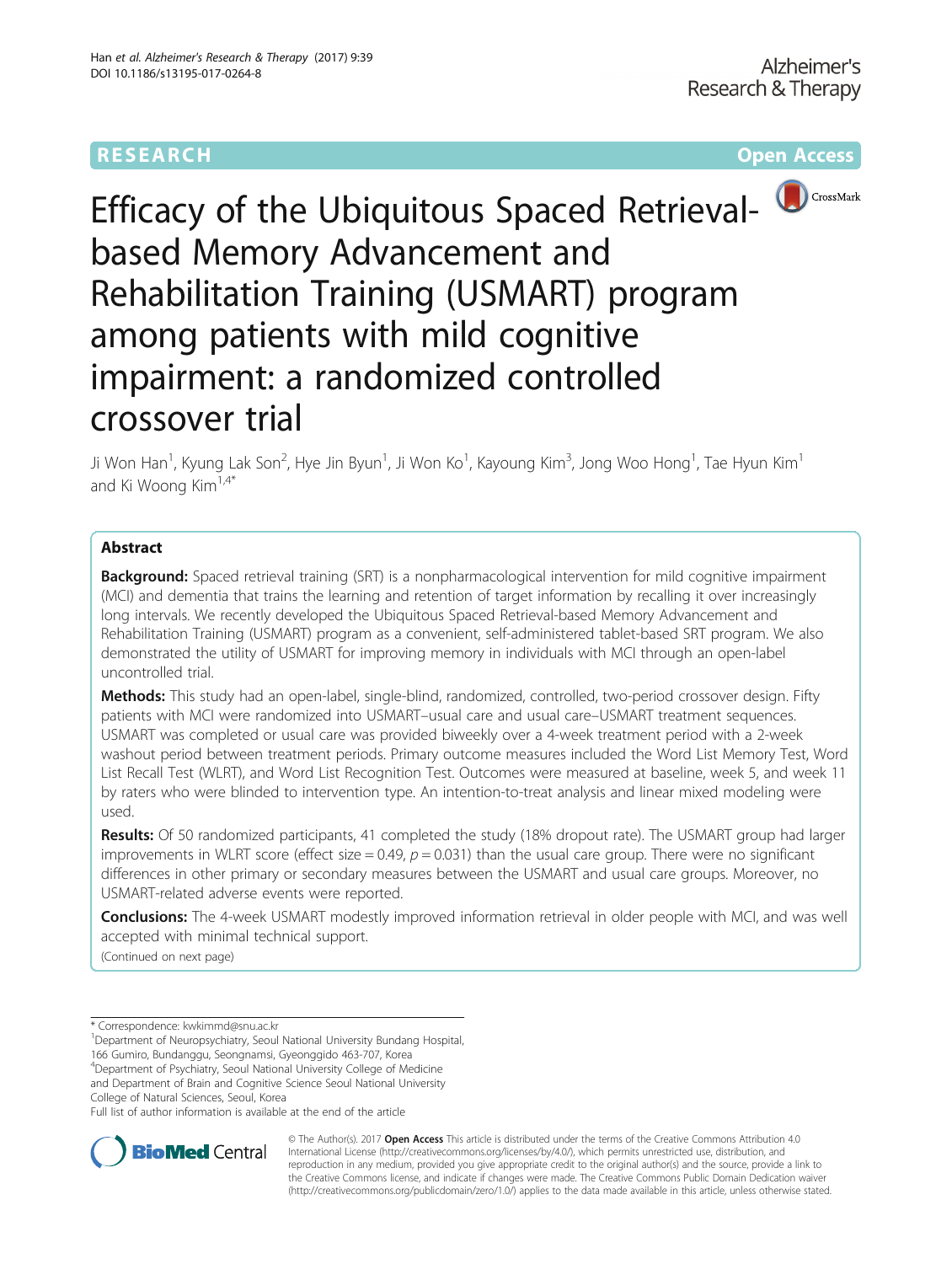# Efficacy of the Ubiquitous Spaced Retrieval-based Memory Advancement and Rehabilitation Training (USMART) program among patients with mild cognitive impairment: a randomized controlled crossover trial

Ji Won Han[1], Kyung Lak Son[2], Hye Jin Byun[1], Ji Won Ko[1], Kayoung Kim[3], Jong Woo Hong[1], Tae Hyun Kim[1] and Ki Woong Kim[1,4*]

## Abstract

**Background:** Spaced retrieval training (SRT) is a nonpharmacological intervention for mild cognitive impairment (MCI) and dementia that trains the learning and retention of target information by recalling it over increasingly long intervals. We recently developed the Ubiquitous Spaced Retrieval-based Memory Advancement and Rehabilitation Training (USMART) program as a convenient, self-administered tablet-based SRT program. We also demonstrated the utility of USMART for improving memory in individuals with MCI through an open-label uncontrolled trial.

**Methods:** This study had an open-label, single-blind, randomized, controlled, two-period crossover design. Fifty patients with MCI were randomized into USMART–usual care and usual care–USMART treatment sequences. USMART was completed or usual care was provided biweekly over a 4-week treatment period with a 2-week washout period between treatment periods. Primary outcome measures included the Word List Memory Test, Word List Recall Test (WLRT), and Word List Recognition Test. Outcomes were measured at baseline, week 5, and week 11 by raters who were blinded to intervention type. An intention-to-treat analysis and linear mixed modeling were used.

**Results:** Of 50 randomized participants, 41 completed the study (18% dropout rate). The USMART group had larger improvements in WLRT score (effect size = 0.49, $p = 0.031$) than the usual care group. There were no significant differences in other primary or secondary measures between the USMART and usual care groups. Moreover, no USMART-related adverse events were reported.

**Conclusions:** The 4-week USMART modestly improved information retrieval in older people with MCI, and was well accepted with minimal technical support.

(Continued on next page)

---

\* Correspondence: kwkimmd@snu.ac.kr

[1] Department of Neuropsychiatry, Seoul National University Bundang Hospital, 166 Gumiro, Bundanggu, Seongnamsi, Gyeonggido 463-707, Korea

[4] Department of Psychiatry, Seoul National University College of Medicine and Department of Brain and Cognitive Science Seoul National University College of Natural Sciences, Seoul, Korea

Full list of author information is available at the end of the article

© The Author(s). 2017 **Open Access** This article is distributed under the terms of the Creative Commons Attribution 4.0 International License (http://creativecommons.org/licenses/by/4.0/), which permits unrestricted use, distribution, and reproduction in any medium, provided you give appropriate credit to the original author(s) and the source, provide a link to the Creative Commons license, and indicate if changes were made. The Creative Commons Public Domain Dedication waiver (http://creativecommons.org/publicdomain/zero/1.0/) applies to the data made available in this article, unless otherwise stated.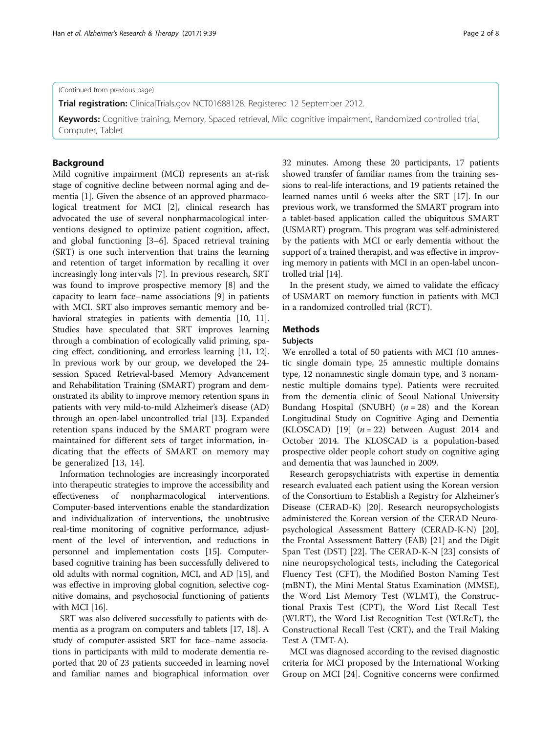(Continued from previous page)

**Trial registration:** ClinicalTrials.gov NCT01688128. Registered 12 September 2012.

**Keywords:** Cognitive training, Memory, Spaced retrieval, Mild cognitive impairment, Randomized controlled trial, Computer, Tablet

## Background

Mild cognitive impairment (MCI) represents an at-risk stage of cognitive decline between normal aging and dementia [1]. Given the absence of an approved pharmacological treatment for MCI [2], clinical research has advocated the use of several nonpharmacological interventions designed to optimize patient cognition, affect, and global functioning [3–6]. Spaced retrieval training (SRT) is one such intervention that trains the learning and retention of target information by recalling it over increasingly long intervals [7]. In previous research, SRT was found to improve prospective memory [8] and the capacity to learn face–name associations [9] in patients with MCI. SRT also improves semantic memory and behavioral strategies in patients with dementia [10, 11]. Studies have speculated that SRT improves learning through a combination of ecologically valid priming, spacing effect, conditioning, and errorless learning [11, 12]. In previous work by our group, we developed the 24-session Spaced Retrieval-based Memory Advancement and Rehabilitation Training (SMART) program and demonstrated its ability to improve memory retention spans in patients with very mild-to-mild Alzheimer's disease (AD) through an open-label uncontrolled trial [13]. Expanded retention spans induced by the SMART program were maintained for different sets of target information, indicating that the effects of SMART on memory may be generalized [13, 14].

Information technologies are increasingly incorporated into therapeutic strategies to improve the accessibility and effectiveness of nonpharmacological interventions. Computer-based interventions enable the standardization and individualization of interventions, the unobtrusive real-time monitoring of cognitive performance, adjustment of the level of intervention, and reductions in personnel and implementation costs [15]. Computer-based cognitive training has been successfully delivered to old adults with normal cognition, MCI, and AD [15], and was effective in improving global cognition, selective cognitive domains, and psychosocial functioning of patients with MCI [16].

SRT was also delivered successfully to patients with dementia as a program on computers and tablets [17, 18]. A study of computer-assisted SRT for face–name associations in participants with mild to moderate dementia reported that 20 of 23 patients succeeded in learning novel and familiar names and biographical information over 32 minutes. Among these 20 participants, 17 patients showed transfer of familiar names from the training sessions to real-life interactions, and 19 patients retained the learned names until 6 weeks after the SRT [17]. In our previous work, we transformed the SMART program into a tablet-based application called the ubiquitous SMART (USMART) program. This program was self-administered by the patients with MCI or early dementia without the support of a trained therapist, and was effective in improving memory in patients with MCI in an open-label uncontrolled trial [14].

In the present study, we aimed to validate the efficacy of USMART on memory function in patients with MCI in a randomized controlled trial (RCT).

## Methods

### Subjects

We enrolled a total of 50 patients with MCI (10 amnestic single domain type, 25 amnestic multiple domains type, 12 nonamnestic single domain type, and 3 nonamnestic multiple domains type). Patients were recruited from the dementia clinic of Seoul National University Bundang Hospital (SNUBH) ($n = 28$) and the Korean Longitudinal Study on Cognitive Aging and Dementia (KLOSCAD) [19] ($n = 22$) between August 2014 and October 2014. The KLOSCAD is a population-based prospective older people cohort study on cognitive aging and dementia that was launched in 2009.

Research geropsychiatrists with expertise in dementia research evaluated each patient using the Korean version of the Consortium to Establish a Registry for Alzheimer's Disease (CERAD-K) [20]. Research neuropsychologists administered the Korean version of the CERAD Neuropsychological Assessment Battery (CERAD-K-N) [20], the Frontal Assessment Battery (FAB) [21] and the Digit Span Test (DST) [22]. The CERAD-K-N [23] consists of nine neuropsychological tests, including the Categorical Fluency Test (CFT), the Modified Boston Naming Test (mBNT), the Mini Mental Status Examination (MMSE), the Word List Memory Test (WLMT), the Constructional Praxis Test (CPT), the Word List Recall Test (WLRT), the Word List Recognition Test (WLRcT), the Constructional Recall Test (CRT), and the Trail Making Test A (TMT-A).

MCI was diagnosed according to the revised diagnostic criteria for MCI proposed by the International Working Group on MCI [24]. Cognitive concerns were confirmed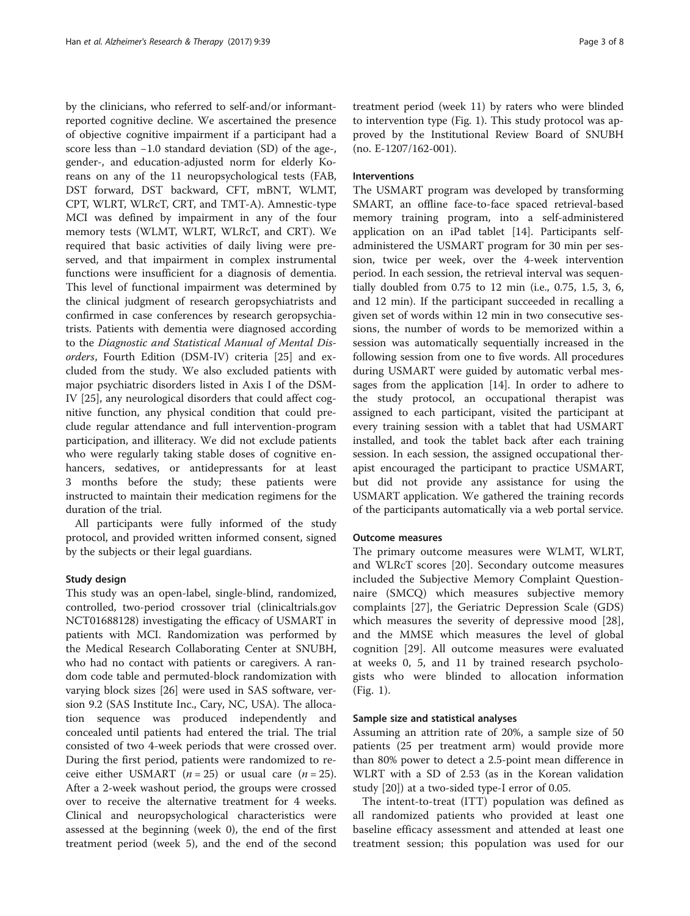by the clinicians, who referred to self-and/or informant-reported cognitive decline. We ascertained the presence of objective cognitive impairment if a participant had a score less than −1.0 standard deviation (SD) of the age-, gender-, and education-adjusted norm for elderly Koreans on any of the 11 neuropsychological tests (FAB, DST forward, DST backward, CFT, mBNT, WLMT, CPT, WLRT, WLRcT, CRT, and TMT-A). Amnestic-type MCI was defined by impairment in any of the four memory tests (WLMT, WLRT, WLRcT, and CRT). We required that basic activities of daily living were preserved, and that impairment in complex instrumental functions were insufficient for a diagnosis of dementia. This level of functional impairment was determined by the clinical judgment of research geropsychiatrists and confirmed in case conferences by research geropsychiatrists. Patients with dementia were diagnosed according to the *Diagnostic and Statistical Manual of Mental Disorders*, Fourth Edition (DSM-IV) criteria [25] and excluded from the study. We also excluded patients with major psychiatric disorders listed in Axis I of the DSM-IV [25], any neurological disorders that could affect cognitive function, any physical condition that could preclude regular attendance and full intervention-program participation, and illiteracy. We did not exclude patients who were regularly taking stable doses of cognitive enhancers, sedatives, or antidepressants for at least 3 months before the study; these patients were instructed to maintain their medication regimens for the duration of the trial.

All participants were fully informed of the study protocol, and provided written informed consent, signed by the subjects or their legal guardians.

### Study design

This study was an open-label, single-blind, randomized, controlled, two-period crossover trial (clinicaltrials.gov NCT01688128) investigating the efficacy of USMART in patients with MCI. Randomization was performed by the Medical Research Collaborating Center at SNUBH, who had no contact with patients or caregivers. A random code table and permuted-block randomization with varying block sizes [26] were used in SAS software, version 9.2 (SAS Institute Inc., Cary, NC, USA). The allocation sequence was produced independently and concealed until patients had entered the trial. The trial consisted of two 4-week periods that were crossed over. During the first period, patients were randomized to receive either USMART ($n = 25$) or usual care ($n = 25$). After a 2-week washout period, the groups were crossed over to receive the alternative treatment for 4 weeks. Clinical and neuropsychological characteristics were assessed at the beginning (week 0), the end of the first treatment period (week 5), and the end of the second treatment period (week 11) by raters who were blinded to intervention type (Fig. 1). This study protocol was approved by the Institutional Review Board of SNUBH (no. E-1207/162-001).

### Interventions

The USMART program was developed by transforming SMART, an offline face-to-face spaced retrieval-based memory training program, into a self-administered application on an iPad tablet [14]. Participants self-administered the USMART program for 30 min per session, twice per week, over the 4-week intervention period. In each session, the retrieval interval was sequentially doubled from 0.75 to 12 min (i.e., 0.75, 1.5, 3, 6, and 12 min). If the participant succeeded in recalling a given set of words within 12 min in two consecutive sessions, the number of words to be memorized within a session was automatically sequentially increased in the following session from one to five words. All procedures during USMART were guided by automatic verbal messages from the application [14]. In order to adhere to the study protocol, an occupational therapist was assigned to each participant, visited the participant at every training session with a tablet that had USMART installed, and took the tablet back after each training session. In each session, the assigned occupational therapist encouraged the participant to practice USMART, but did not provide any assistance for using the USMART application. We gathered the training records of the participants automatically via a web portal service.

### Outcome measures

The primary outcome measures were WLMT, WLRT, and WLRcT scores [20]. Secondary outcome measures included the Subjective Memory Complaint Questionnaire (SMCQ) which measures subjective memory complaints [27], the Geriatric Depression Scale (GDS) which measures the severity of depressive mood [28], and the MMSE which measures the level of global cognition [29]. All outcome measures were evaluated at weeks 0, 5, and 11 by trained research psychologists who were blinded to allocation information (Fig. 1).

### Sample size and statistical analyses

Assuming an attrition rate of 20%, a sample size of 50 patients (25 per treatment arm) would provide more than 80% power to detect a 2.5-point mean difference in WLRT with a SD of 2.53 (as in the Korean validation study [20]) at a two-sided type-I error of 0.05.

The intent-to-treat (ITT) population was defined as all randomized patients who provided at least one baseline efficacy assessment and attended at least one treatment session; this population was used for our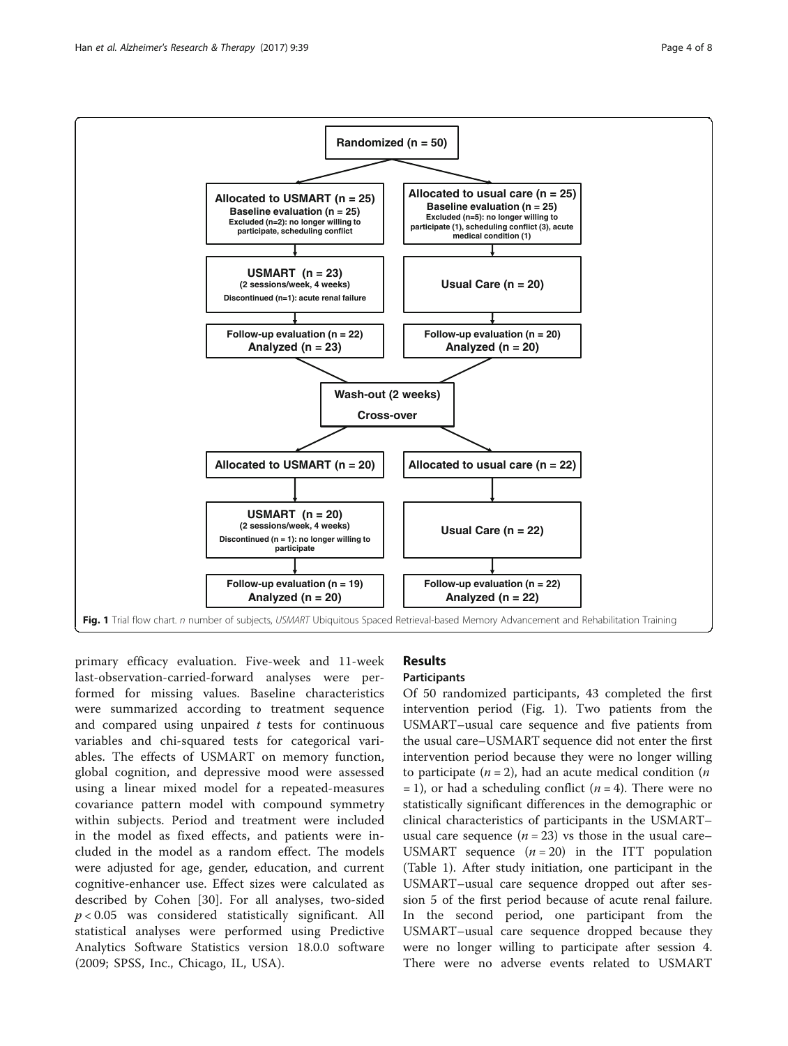Randomized (n = 50)

| Allocated to USMART (n = 25) | Allocated to usual care (n = 25) |
|---|---|
| Baseline evaluation (n = 25)<br>Excluded (n=2): no longer willing to participate, scheduling conflict | Baseline evaluation (n = 25)<br>Excluded (n=5): no longer willing to participate (1), scheduling conflict (3), acute medical condition (1) |
| USMART (n = 23)<br>(2 sessions/week, 4 weeks)<br>Discontinued (n=1): acute renal failure | Usual Care (n = 20) |
| Follow-up evaluation (n = 22)<br>Analyzed (n = 23) | Follow-up evaluation (n = 20)<br>Analyzed (n = 20) |

Wash-out (2 weeks)

Cross-over

| Allocated to USMART (n = 20) | Allocated to usual care (n = 22) |
|---|---|
| USMART (n = 20)<br>(2 sessions/week, 4 weeks)<br>Discontinued (n = 1): no longer willing to participate | Usual Care (n = 22) |
| Follow-up evaluation (n = 19)<br>Analyzed (n = 20) | Follow-up evaluation (n = 22)<br>Analyzed (n = 22) |

**Fig. 1** Trial flow chart. *n* number of subjects, *USMART* Ubiquitous Spaced Retrieval-based Memory Advancement and Rehabilitation Training

primary efficacy evaluation. Five-week and 11-week last-observation-carried-forward analyses were performed for missing values. Baseline characteristics were summarized according to treatment sequence and compared using unpaired $t$ tests for continuous variables and chi-squared tests for categorical variables. The effects of USMART on memory function, global cognition, and depressive mood were assessed using a linear mixed model for a repeated-measures covariance pattern model with compound symmetry within subjects. Period and treatment were included in the model as fixed effects, and patients were included in the model as a random effect. The models were adjusted for age, gender, education, and current cognitive-enhancer use. Effect sizes were calculated as described by Cohen [30]. For all analyses, two-sided $p < 0.05$ was considered statistically significant. All statistical analyses were performed using Predictive Analytics Software Statistics version 18.0.0 software (2009; SPSS, Inc., Chicago, IL, USA).

## Results

### Participants

Of 50 randomized participants, 43 completed the first intervention period (Fig. 1). Two patients from the USMART–usual care sequence and five patients from the usual care–USMART sequence did not enter the first intervention period because they were no longer willing to participate ($n = 2$), had an acute medical condition ($n = 1$), or had a scheduling conflict ($n = 4$). There were no statistically significant differences in the demographic or clinical characteristics of participants in the USMART–usual care sequence ($n = 23$) vs those in the usual care–USMART sequence ($n = 20$) in the ITT population (Table 1). After study initiation, one participant in the USMART–usual care sequence dropped out after session 5 of the first period because of acute renal failure. In the second period, one participant from the USMART–usual care sequence dropped because they were no longer willing to participate after session 4. There were no adverse events related to USMART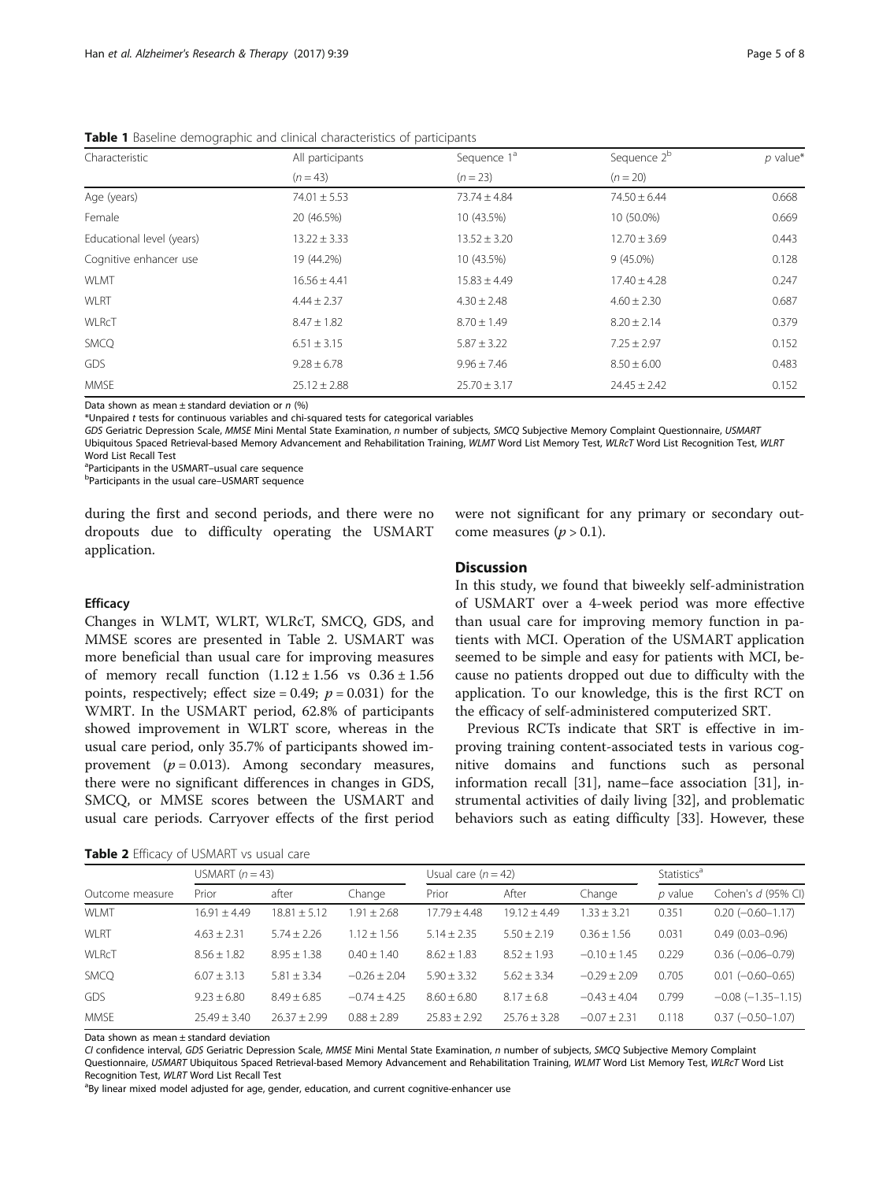**Table 1** Baseline demographic and clinical characteristics of participants

| Characteristic | All participants ($n = 43$) | Sequence 1[a] ($n = 23$) | Sequence 2[b] ($n = 20$) | $p$ value* |
|---|---|---|---|---|
| Age (years) | 74.01 ± 5.53 | 73.74 ± 4.84 | 74.50 ± 6.44 | 0.668 |
| Female | 20 (46.5%) | 10 (43.5%) | 10 (50.0%) | 0.669 |
| Educational level (years) | 13.22 ± 3.33 | 13.52 ± 3.20 | 12.70 ± 3.69 | 0.443 |
| Cognitive enhancer use | 19 (44.2%) | 10 (43.5%) | 9 (45.0%) | 0.128 |
| WLMT | 16.56 ± 4.41 | 15.83 ± 4.49 | 17.40 ± 4.28 | 0.247 |
| WLRT | 4.44 ± 2.37 | 4.30 ± 2.48 | 4.60 ± 2.30 | 0.687 |
| WLRcT | 8.47 ± 1.82 | 8.70 ± 1.49 | 8.20 ± 2.14 | 0.379 |
| SMCQ | 6.51 ± 3.15 | 5.87 ± 3.22 | 7.25 ± 2.97 | 0.152 |
| GDS | 9.28 ± 6.78 | 9.96 ± 7.46 | 8.50 ± 6.00 | 0.483 |
| MMSE | 25.12 ± 2.88 | 25.70 ± 3.17 | 24.45 ± 2.42 | 0.152 |

Data shown as mean ± standard deviation or $n$ (%)

*Unpaired $t$ tests for continuous variables and chi-squared tests for categorical variables

*GDS* Geriatric Depression Scale, *MMSE* Mini Mental State Examination, *n* number of subjects, *SMCQ* Subjective Memory Complaint Questionnaire, *USMART* Ubiquitous Spaced Retrieval-based Memory Advancement and Rehabilitation Training, *WLMT* Word List Memory Test, *WLRcT* Word List Recognition Test, *WLRT* Word List Recall Test

[a]Participants in the USMART–usual care sequence

[b]Participants in the usual care–USMART sequence

during the first and second periods, and there were no dropouts due to difficulty operating the USMART application.

### Efficacy

Changes in WLMT, WLRT, WLRcT, SMCQ, GDS, and MMSE scores are presented in Table 2. USMART was more beneficial than usual care for improving measures of memory recall function (1.12 ± 1.56 vs 0.36 ± 1.56 points, respectively; effect size = 0.49; $p = 0.031$) for the WMRT. In the USMART period, 62.8% of participants showed improvement in WLRT score, whereas in the usual care period, only 35.7% of participants showed improvement ($p = 0.013$). Among secondary measures, there were no significant differences in changes in GDS, SMCQ, or MMSE scores between the USMART and usual care periods. Carryover effects of the first period were not significant for any primary or secondary outcome measures ($p > 0.1$).

## Discussion

In this study, we found that biweekly self-administration of USMART over a 4-week period was more effective than usual care for improving memory function in patients with MCI. Operation of the USMART application seemed to be simple and easy for patients with MCI, because no patients dropped out due to difficulty with the application. To our knowledge, this is the first RCT on the efficacy of self-administered computerized SRT.

Previous RCTs indicate that SRT is effective in improving training content-associated tests in various cognitive domains and functions such as personal information recall [31], name–face association [31], instrumental activities of daily living [32], and problematic behaviors such as eating difficulty [33]. However, these

**Table 2** Efficacy of USMART vs usual care

| Outcome measure | USMART ($n = 43$) | | | Usual care ($n = 42$) | | | Statistics[a] | |
|---|---|---|---|---|---|---|---|---|
| | Prior | after | Change | Prior | After | Change | $p$ value | Cohen's $d$ (95% CI) |
| WLMT | 16.91 ± 4.49 | 18.81 ± 5.12 | 1.91 ± 2.68 | 17.79 ± 4.48 | 19.12 ± 4.49 | 1.33 ± 3.21 | 0.351 | 0.20 (−0.60–1.17) |
| WLRT | 4.63 ± 2.31 | 5.74 ± 2.26 | 1.12 ± 1.56 | 5.14 ± 2.35 | 5.50 ± 2.19 | 0.36 ± 1.56 | 0.031 | 0.49 (0.03–0.96) |
| WLRcT | 8.56 ± 1.82 | 8.95 ± 1.38 | 0.40 ± 1.40 | 8.62 ± 1.83 | 8.52 ± 1.93 | −0.10 ± 1.45 | 0.229 | 0.36 (−0.06–0.79) |
| SMCQ | 6.07 ± 3.13 | 5.81 ± 3.34 | −0.26 ± 2.04 | 5.90 ± 3.32 | 5.62 ± 3.34 | −0.29 ± 2.09 | 0.705 | 0.01 (−0.60–0.65) |
| GDS | 9.23 ± 6.80 | 8.49 ± 6.85 | −0.74 ± 4.25 | 8.60 ± 6.80 | 8.17 ± 6.8 | −0.43 ± 4.04 | 0.799 | −0.08 (−1.35–1.15) |
| MMSE | 25.49 ± 3.40 | 26.37 ± 2.99 | 0.88 ± 2.89 | 25.83 ± 2.92 | 25.76 ± 3.28 | −0.07 ± 2.31 | 0.118 | 0.37 (−0.50–1.07) |

Data shown as mean ± standard deviation

*CI* confidence interval, *GDS* Geriatric Depression Scale, *MMSE* Mini Mental State Examination, *n* number of subjects, *SMCQ* Subjective Memory Complaint Questionnaire, *USMART* Ubiquitous Spaced Retrieval-based Memory Advancement and Rehabilitation Training, *WLMT* Word List Memory Test, *WLRcT* Word List Recognition Test, *WLRT* Word List Recall Test

[a]By linear mixed model adjusted for age, gender, education, and current cognitive-enhancer use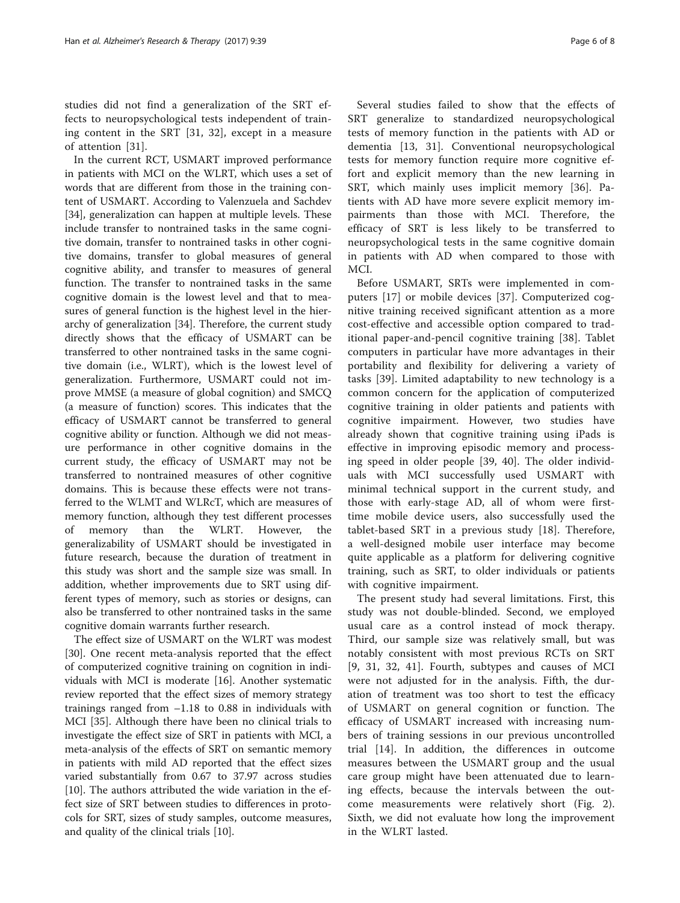studies did not find a generalization of the SRT effects to neuropsychological tests independent of training content in the SRT [31, 32], except in a measure of attention [31].

In the current RCT, USMART improved performance in patients with MCI on the WLRT, which uses a set of words that are different from those in the training content of USMART. According to Valenzuela and Sachdev [34], generalization can happen at multiple levels. These include transfer to nontrained tasks in the same cognitive domain, transfer to nontrained tasks in other cognitive domains, transfer to global measures of general cognitive ability, and transfer to measures of general function. The transfer to nontrained tasks in the same cognitive domain is the lowest level and that to measures of general function is the highest level in the hierarchy of generalization [34]. Therefore, the current study directly shows that the efficacy of USMART can be transferred to other nontrained tasks in the same cognitive domain (i.e., WLRT), which is the lowest level of generalization. Furthermore, USMART could not improve MMSE (a measure of global cognition) and SMCQ (a measure of function) scores. This indicates that the efficacy of USMART cannot be transferred to general cognitive ability or function. Although we did not measure performance in other cognitive domains in the current study, the efficacy of USMART may not be transferred to nontrained measures of other cognitive domains. This is because these effects were not transferred to the WLMT and WLRcT, which are measures of memory function, although they test different processes of memory than the WLRT. However, the generalizability of USMART should be investigated in future research, because the duration of treatment in this study was short and the sample size was small. In addition, whether improvements due to SRT using different types of memory, such as stories or designs, can also be transferred to other nontrained tasks in the same cognitive domain warrants further research.

The effect size of USMART on the WLRT was modest [30]. One recent meta-analysis reported that the effect of computerized cognitive training on cognition in individuals with MCI is moderate [16]. Another systematic review reported that the effect sizes of memory strategy trainings ranged from −1.18 to 0.88 in individuals with MCI [35]. Although there have been no clinical trials to investigate the effect size of SRT in patients with MCI, a meta-analysis of the effects of SRT on semantic memory in patients with mild AD reported that the effect sizes varied substantially from 0.67 to 37.97 across studies [10]. The authors attributed the wide variation in the effect size of SRT between studies to differences in protocols for SRT, sizes of study samples, outcome measures, and quality of the clinical trials [10].

Several studies failed to show that the effects of SRT generalize to standardized neuropsychological tests of memory function in the patients with AD or dementia [13, 31]. Conventional neuropsychological tests for memory function require more cognitive effort and explicit memory than the new learning in SRT, which mainly uses implicit memory [36]. Patients with AD have more severe explicit memory impairments than those with MCI. Therefore, the efficacy of SRT is less likely to be transferred to neuropsychological tests in the same cognitive domain in patients with AD when compared to those with MCI.

Before USMART, SRTs were implemented in computers [17] or mobile devices [37]. Computerized cognitive training received significant attention as a more cost-effective and accessible option compared to traditional paper-and-pencil cognitive training [38]. Tablet computers in particular have more advantages in their portability and flexibility for delivering a variety of tasks [39]. Limited adaptability to new technology is a common concern for the application of computerized cognitive training in older patients and patients with cognitive impairment. However, two studies have already shown that cognitive training using iPads is effective in improving episodic memory and processing speed in older people [39, 40]. The older individuals with MCI successfully used USMART with minimal technical support in the current study, and those with early-stage AD, all of whom were first-time mobile device users, also successfully used the tablet-based SRT in a previous study [18]. Therefore, a well-designed mobile user interface may become quite applicable as a platform for delivering cognitive training, such as SRT, to older individuals or patients with cognitive impairment.

The present study had several limitations. First, this study was not double-blinded. Second, we employed usual care as a control instead of mock therapy. Third, our sample size was relatively small, but was notably consistent with most previous RCTs on SRT [9, 31, 32, 41]. Fourth, subtypes and causes of MCI were not adjusted for in the analysis. Fifth, the duration of treatment was too short to test the efficacy of USMART on general cognition or function. The efficacy of USMART increased with increasing numbers of training sessions in our previous uncontrolled trial [14]. In addition, the differences in outcome measures between the USMART group and the usual care group might have been attenuated due to learning effects, because the intervals between the outcome measurements were relatively short (Fig. 2). Sixth, we did not evaluate how long the improvement in the WLRT lasted.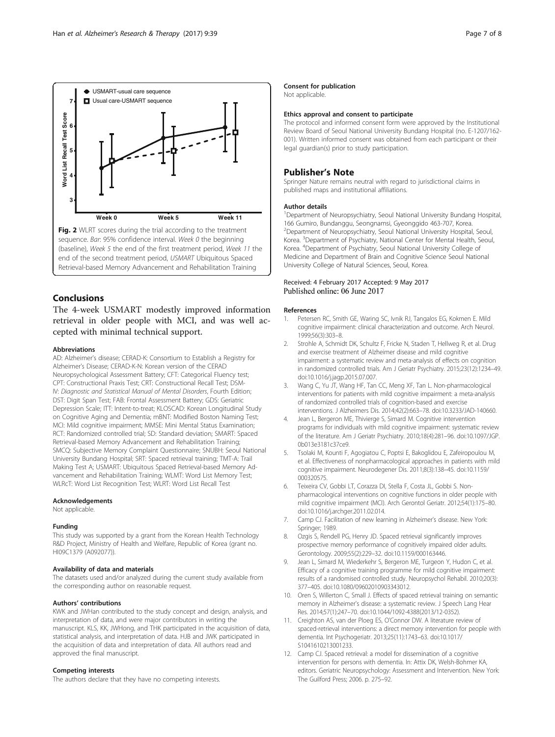USMART-usual care sequence
Usual care-USMART sequence

Word List Recall Test Score

7
6
5
4
3

Week 0
Week 5
Week 11

**Fig. 2** WLRT scores during the trial according to the treatment sequence. *Bar*: 95% confidence interval. *Week 0* the beginning (baseline), *Week 5* the end of the first treatment period, *Week 11* the end of the second treatment period, *USMART* Ubiquitous Spaced Retrieval-based Memory Advancement and Rehabilitation Training

## Conclusions

The 4-week USMART modestly improved information retrieval in older people with MCI, and was well accepted with minimal technical support.

#### Abbreviations

AD: Alzheimer's disease; CERAD-K: Consortium to Establish a Registry for Alzheimer's Disease; CERAD-K-N: Korean version of the CERAD Neuropsychological Assessment Battery; CFT: Categorical Fluency test; CPT: Constructional Praxis Test; CRT: Constructional Recall Test; DSM-IV: *Diagnostic and Statistical Manual of Mental Disorders*, Fourth Edition; DST: Digit Span Test; FAB: Frontal Assessment Battery; GDS: Geriatric Depression Scale; ITT: Intent-to-treat; KLOSCAD: Korean Longitudinal Study on Cognitive Aging and Dementia; mBNT: Modified Boston Naming Test; MCI: Mild cognitive impairment; MMSE: Mini Mental Status Examination; RCT: Randomized controlled trial; SD: Standard deviation; SMART: Spaced Retrieval-based Memory Advancement and Rehabilitation Training; SMCQ: Subjective Memory Complaint Questionnaire; SNUBH: Seoul National University Bundang Hospital; SRT: Spaced retrieval training; TMT-A: Trail Making Test A; USMART: Ubiquitous Spaced Retrieval-based Memory Advancement and Rehabilitation Training; WLMT: Word List Memory Test; WLRcT: Word List Recognition Test; WLRT: Word List Recall Test

#### Acknowledgements

Not applicable.

#### Funding

This study was supported by a grant from the Korean Health Technology R&D Project, Ministry of Health and Welfare, Republic of Korea (grant no. HI09C1379 (A092077)).

#### Availability of data and materials

The datasets used and/or analyzed during the current study available from the corresponding author on reasonable request.

#### Authors' contributions

KWK and JWHan contributed to the study concept and design, analysis, and interpretation of data, and were major contributors in writing the manuscript. KLS, KK, JWHong, and THK participated in the acquisition of data, statistical analysis, and interpretation of data. HJB and JWK participated in the acquisition of data and interpretation of data. All authors read and approved the final manuscript.

#### Competing interests

The authors declare that they have no competing interests.

#### Consent for publication

Not applicable.

#### Ethics approval and consent to participate

The protocol and informed consent form were approved by the Institutional Review Board of Seoul National University Bundang Hospital (no. E-1207/162-001). Written informed consent was obtained from each participant or their legal guardian(s) prior to study participation.

## Publisher's Note

Springer Nature remains neutral with regard to jurisdictional claims in published maps and institutional affiliations.

#### Author details

[1]Department of Neuropsychiatry, Seoul National University Bundang Hospital, 166 Gumiro, Bundanggu, Seongnamsi, Gyeonggido 463-707, Korea. [2]Department of Neuropsychiatry, Seoul National University Hospital, Seoul, Korea. [3]Department of Psychiatry, National Center for Mental Health, Seoul, Korea. [4]Department of Psychiatry, Seoul National University College of Medicine and Department of Brain and Cognitive Science Seoul National University College of Natural Sciences, Seoul, Korea.

Received: 4 February 2017 Accepted: 9 May 2017
Published online: 06 June 2017

#### References

1. Petersen RC, Smith GE, Waring SC, Ivnik RJ, Tangalos EG, Kokmen E. Mild cognitive impairment: clinical characterization and outcome. Arch Neurol. 1999;56(3):303–8.
2. Strohle A, Schmidt DK, Schultz F, Fricke N, Staden T, Hellweg R, et al. Drug and exercise treatment of Alzheimer disease and mild cognitive impairment: a systematic review and meta-analysis of effects on cognition in randomized controlled trials. Am J Geriatr Psychiatry. 2015;23(12):1234–49. doi:10.1016/j.jagp.2015.07.007.
3. Wang C, Yu JT, Wang HF, Tan CC, Meng XF, Tan L. Non-pharmacological interventions for patients with mild cognitive impairment: a meta-analysis of randomized controlled trials of cognition-based and exercise interventions. J Alzheimers Dis. 2014;42(2):663–78. doi:10.3233/JAD-140660.
4. Jean L, Bergeron ME, Thivierge S, Simard M. Cognitive intervention programs for individuals with mild cognitive impairment: systematic review of the literature. Am J Geriatr Psychiatry. 2010;18(4):281–96. doi:10.1097/JGP.0b013e3181c37ce9.
5. Tsolaki M, Kounti F, Agogiatou C, Poptsi E, Bakoglidou E, Zafeiropoulou M, et al. Effectiveness of nonpharmacological approaches in patients with mild cognitive impairment. Neurodegener Dis. 2011;8(3):138–45. doi:10.1159/000320575.
6. Teixeira CV, Gobbi LT, Corazza DI, Stella F, Costa JL, Gobbi S. Non-pharmacological interventions on cognitive functions in older people with mild cognitive impairment (MCI). Arch Gerontol Geriatr. 2012;54(1):175–80. doi:10.1016/j.archger.2011.02.014.
7. Camp CJ. Facilitation of new learning in Alzheimer's disease. New York: Springer; 1989.
8. Ozgis S, Rendell PG, Henry JD. Spaced retrieval significantly improves prospective memory performance of cognitively impaired older adults. Gerontology. 2009;55(2):229–32. doi:10.1159/000163446.
9. Jean L, Simard M, Wiederkehr S, Bergeron ME, Turgeon Y, Hudon C, et al. Efficacy of a cognitive training programme for mild cognitive impairment: results of a randomised controlled study. Neuropsychol Rehabil. 2010;20(3):377–405. doi:10.1080/09602010903343012.
10. Oren S, Willerton C, Small J. Effects of spaced retrieval training on semantic memory in Alzheimer's disease: a systematic review. J Speech Lang Hear Res. 2014;57(1):247–70. doi:10.1044/1092-4388(2013/12-0352).
11. Creighton AS, van der Ploeg ES, O'Connor DW. A literature review of spaced-retrieval interventions: a direct memory intervention for people with dementia. Int Psychogeriatr. 2013;25(11):1743–63. doi:10.1017/S1041610213001233.
12. Camp CJ. Spaced retrieval: a model for dissemination of a cognitive intervention for persons with dementia. In: Attix DK, Welsh-Bohmer KA, editors. Geriatric Neuropsychology: Assessment and Intervention. New York: The Guilford Press; 2006. p. 275–92.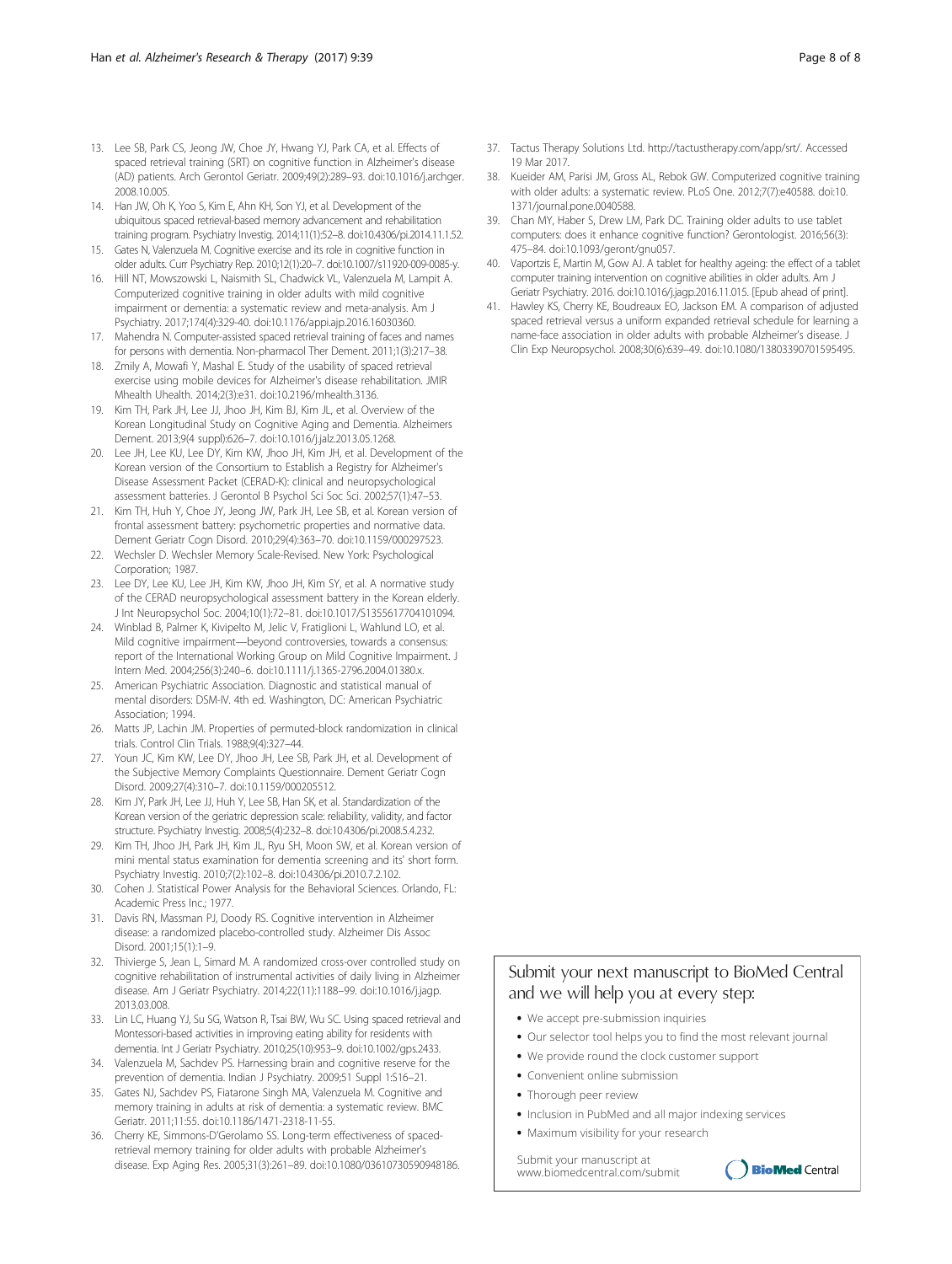13. Lee SB, Park CS, Jeong JW, Choe JY, Hwang YJ, Park CA, et al. Effects of spaced retrieval training (SRT) on cognitive function in Alzheimer's disease (AD) patients. Arch Gerontol Geriatr. 2009;49(2):289–93. doi:10.1016/j.archger.2008.10.005.
14. Han JW, Oh K, Yoo S, Kim E, Ahn KH, Son YJ, et al. Development of the ubiquitous spaced retrieval-based memory advancement and rehabilitation training program. Psychiatry Investig. 2014;11(1):52–8. doi:10.4306/pi.2014.11.1.52.
15. Gates N, Valenzuela M. Cognitive exercise and its role in cognitive function in older adults. Curr Psychiatry Rep. 2010;12(1):20–7. doi:10.1007/s11920-009-0085-y.
16. Hill NT, Mowszowski L, Naismith SL, Chadwick VL, Valenzuela M, Lampit A. Computerized cognitive training in older adults with mild cognitive impairment or dementia: a systematic review and meta-analysis. Am J Psychiatry. 2017;174(4):329-40. doi:10.1176/appi.ajp.2016.16030360.
17. Mahendra N. Computer-assisted spaced retrieval training of faces and names for persons with dementia. Non-pharmacol Ther Dement. 2011;1(3):217–38.
18. Zmily A, Mowafi Y, Mashal E. Study of the usability of spaced retrieval exercise using mobile devices for Alzheimer's disease rehabilitation. JMIR Mhealth Uhealth. 2014;2(3):e31. doi:10.2196/mhealth.3136.
19. Kim TH, Park JH, Lee JJ, Jhoo JH, Kim BJ, Kim JL, et al. Overview of the Korean Longitudinal Study on Cognitive Aging and Dementia. Alzheimers Dement. 2013;9(4 suppl):626–7. doi:10.1016/j.jalz.2013.05.1268.
20. Lee JH, Lee KU, Lee DY, Kim KW, Jhoo JH, Kim JH, et al. Development of the Korean version of the Consortium to Establish a Registry for Alzheimer's Disease Assessment Packet (CERAD-K): clinical and neuropsychological assessment batteries. J Gerontol B Psychol Sci Soc Sci. 2002;57(1):47–53.
21. Kim TH, Huh Y, Choe JY, Jeong JW, Park JH, Lee SB, et al. Korean version of frontal assessment battery: psychometric properties and normative data. Dement Geriatr Cogn Disord. 2010;29(4):363–70. doi:10.1159/000297523.
22. Wechsler D. Wechsler Memory Scale-Revised. New York: Psychological Corporation; 1987.
23. Lee DY, Lee KU, Lee JH, Kim KW, Jhoo JH, Kim SY, et al. A normative study of the CERAD neuropsychological assessment battery in the Korean elderly. J Int Neuropsychol Soc. 2004;10(1):72–81. doi:10.1017/S1355617704101094.
24. Winblad B, Palmer K, Kivipelto M, Jelic V, Fratiglioni L, Wahlund LO, et al. Mild cognitive impairment—beyond controversies, towards a consensus: report of the International Working Group on Mild Cognitive Impairment. J Intern Med. 2004;256(3):240–6. doi:10.1111/j.1365-2796.2004.01380.x.
25. American Psychiatric Association. Diagnostic and statistical manual of mental disorders: DSM-IV. 4th ed. Washington, DC: American Psychiatric Association; 1994.
26. Matts JP, Lachin JM. Properties of permuted-block randomization in clinical trials. Control Clin Trials. 1988;9(4):327–44.
27. Youn JC, Kim KW, Lee DY, Jhoo JH, Lee SB, Park JH, et al. Development of the Subjective Memory Complaints Questionnaire. Dement Geriatr Cogn Disord. 2009;27(4):310–7. doi:10.1159/000205512.
28. Kim JY, Park JH, Lee JJ, Huh Y, Lee SB, Han SK, et al. Standardization of the Korean version of the geriatric depression scale: reliability, validity, and factor structure. Psychiatry Investig. 2008;5(4):232–8. doi:10.4306/pi.2008.5.4.232.
29. Kim TH, Jhoo JH, Park JH, Kim JL, Ryu SH, Moon SW, et al. Korean version of mini mental status examination for dementia screening and its' short form. Psychiatry Investig. 2010;7(2):102–8. doi:10.4306/pi.2010.7.2.102.
30. Cohen J. Statistical Power Analysis for the Behavioral Sciences. Orlando, FL: Academic Press Inc.; 1977.
31. Davis RN, Massman PJ, Doody RS. Cognitive intervention in Alzheimer disease: a randomized placebo-controlled study. Alzheimer Dis Assoc Disord. 2001;15(1):1–9.
32. Thivierge S, Jean L, Simard M. A randomized cross-over controlled study on cognitive rehabilitation of instrumental activities of daily living in Alzheimer disease. Am J Geriatr Psychiatry. 2014;22(11):1188–99. doi:10.1016/j.jagp.2013.03.008.
33. Lin LC, Huang YJ, Su SG, Watson R, Tsai BW, Wu SC. Using spaced retrieval and Montessori-based activities in improving eating ability for residents with dementia. Int J Geriatr Psychiatry. 2010;25(10):953–9. doi:10.1002/gps.2433.
34. Valenzuela M, Sachdev PS. Harnessing brain and cognitive reserve for the prevention of dementia. Indian J Psychiatry. 2009;51 Suppl 1:S16–21.
35. Gates NJ, Sachdev PS, Fiatarone Singh MA, Valenzuela M. Cognitive and memory training in adults at risk of dementia: a systematic review. BMC Geriatr. 2011;11:55. doi:10.1186/1471-2318-11-55.
36. Cherry KE, Simmons-D'Gerolamo SS. Long-term effectiveness of spaced-retrieval memory training for older adults with probable Alzheimer's disease. Exp Aging Res. 2005;31(3):261–89. doi:10.1080/03610730590948186.
37. Tactus Therapy Solutions Ltd. http://tactustherapy.com/app/srt/. Accessed 19 Mar 2017.
38. Kueider AM, Parisi JM, Gross AL, Rebok GW. Computerized cognitive training with older adults: a systematic review. PLoS One. 2012;7(7):e40588. doi:10.1371/journal.pone.0040588.
39. Chan MY, Haber S, Drew LM, Park DC. Training older adults to use tablet computers: does it enhance cognitive function? Gerontologist. 2016;56(3):475–84. doi:10.1093/geront/gnu057.
40. Vaportzis E, Martin M, Gow AJ. A tablet for healthy ageing: the effect of a tablet computer training intervention on cognitive abilities in older adults. Am J Geriatr Psychiatry. 2016. doi:10.1016/j.jagp.2016.11.015. [Epub ahead of print].
41. Hawley KS, Cherry KE, Boudreaux EO, Jackson EM. A comparison of adjusted spaced retrieval versus a uniform expanded retrieval schedule for learning a name-face association in older adults with probable Alzheimer's disease. J Clin Exp Neuropsychol. 2008;30(6):639–49. doi:10.1080/13803390701595495.

Submit your next manuscript to BioMed Central and we will help you at every step:

- We accept pre-submission inquiries
- Our selector tool helps you to find the most relevant journal
- We provide round the clock customer support
- Convenient online submission
- Thorough peer review
- Inclusion in PubMed and all major indexing services
- Maximum visibility for your research

Submit your manuscript at www.biomedcentral.com/submit

BioMed Central